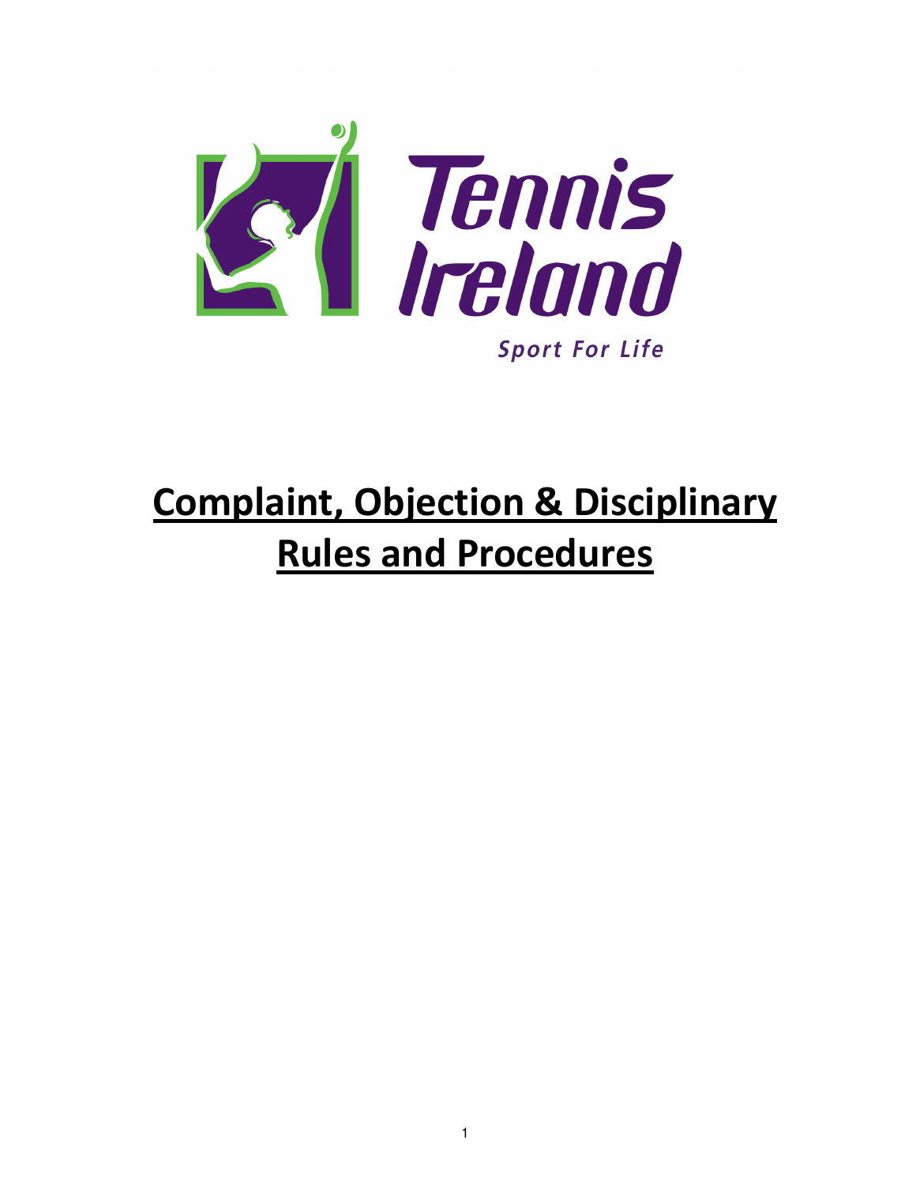Tennis Ireland

Sport For Life

# Complaint, Objection & Disciplinary Rules and Procedures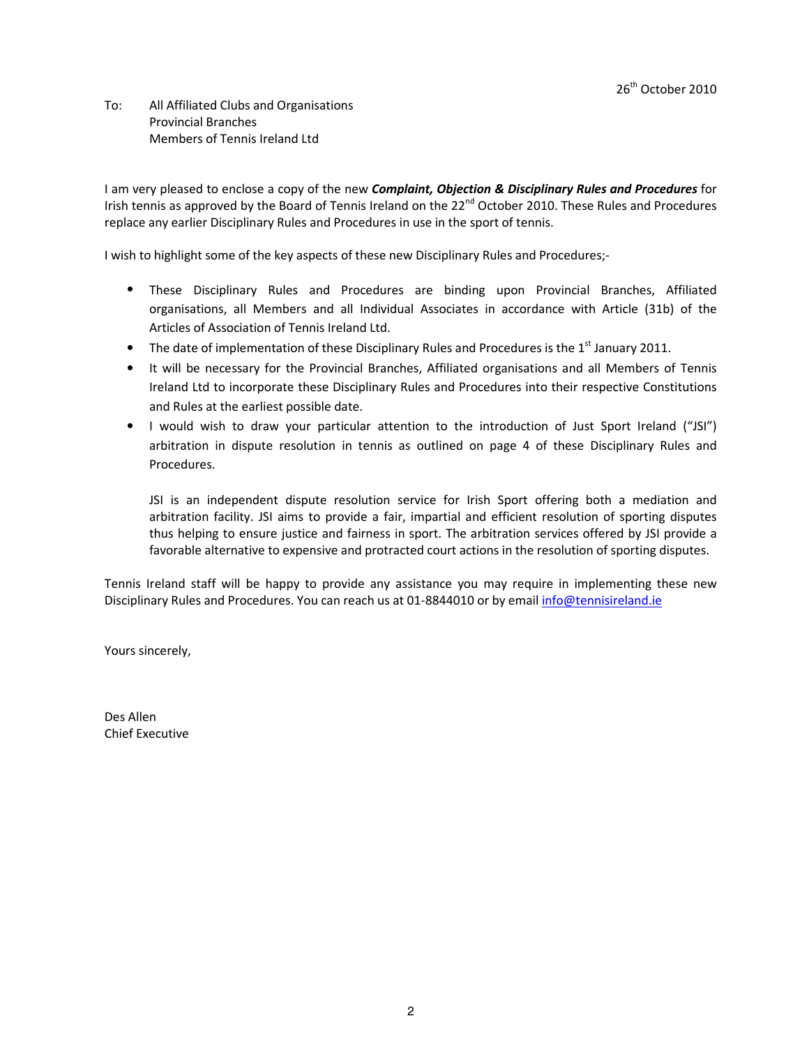26th October 2010

To: All Affiliated Clubs and Organisations
Provincial Branches
Members of Tennis Ireland Ltd

I am very pleased to enclose a copy of the new ***Complaint, Objection & Disciplinary Rules and Procedures*** for Irish tennis as approved by the Board of Tennis Ireland on the 22nd October 2010. These Rules and Procedures replace any earlier Disciplinary Rules and Procedures in use in the sport of tennis.

I wish to highlight some of the key aspects of these new Disciplinary Rules and Procedures;-

- These Disciplinary Rules and Procedures are binding upon Provincial Branches, Affiliated organisations, all Members and all Individual Associates in accordance with Article (31b) of the Articles of Association of Tennis Ireland Ltd.
- The date of implementation of these Disciplinary Rules and Procedures is the 1st January 2011.
- It will be necessary for the Provincial Branches, Affiliated organisations and all Members of Tennis Ireland Ltd to incorporate these Disciplinary Rules and Procedures into their respective Constitutions and Rules at the earliest possible date.
- I would wish to draw your particular attention to the introduction of Just Sport Ireland ("JSI") arbitration in dispute resolution in tennis as outlined on page 4 of these Disciplinary Rules and Procedures.

  JSI is an independent dispute resolution service for Irish Sport offering both a mediation and arbitration facility. JSI aims to provide a fair, impartial and efficient resolution of sporting disputes thus helping to ensure justice and fairness in sport. The arbitration services offered by JSI provide a favorable alternative to expensive and protracted court actions in the resolution of sporting disputes.

Tennis Ireland staff will be happy to provide any assistance you may require in implementing these new Disciplinary Rules and Procedures. You can reach us at 01-8844010 or by email info@tennisireland.ie

Yours sincerely,

Des Allen
Chief Executive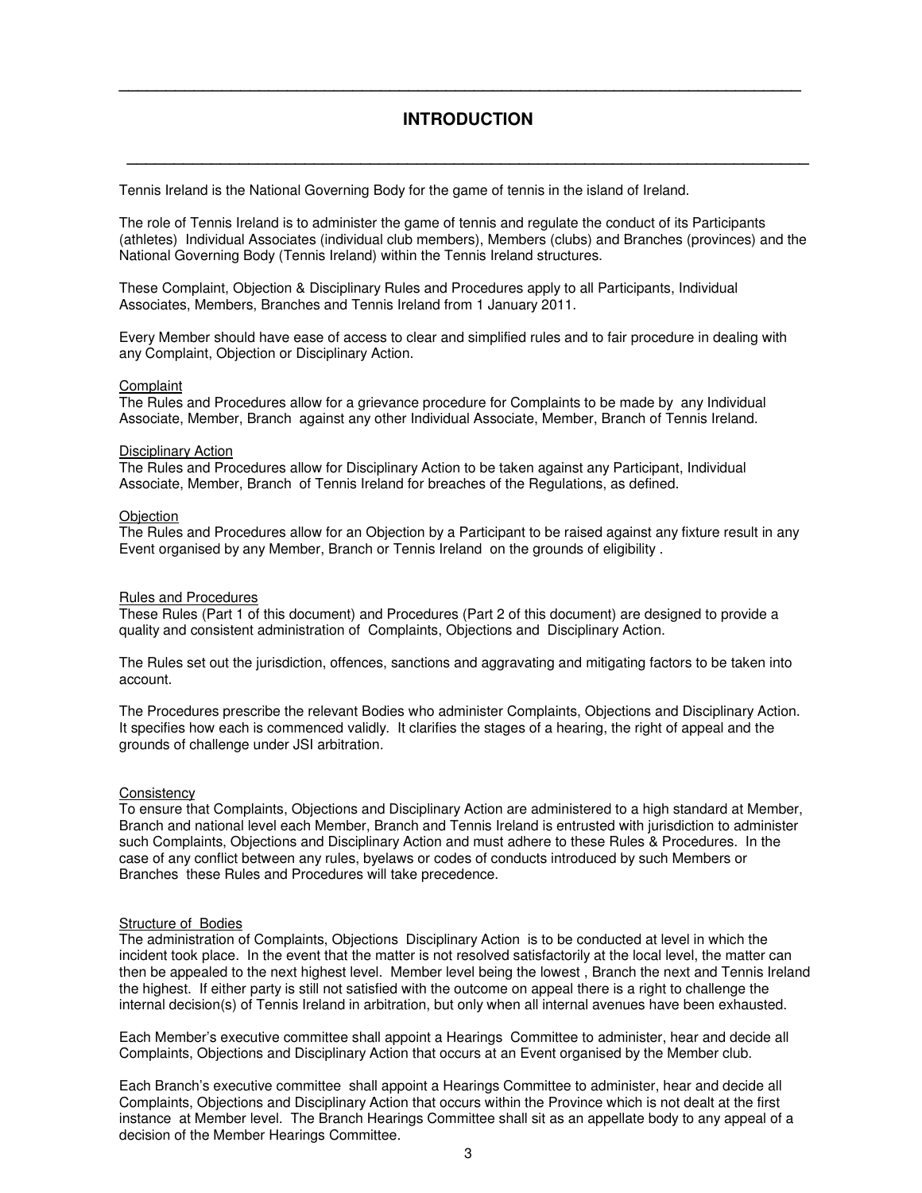# INTRODUCTION

Tennis Ireland is the National Governing Body for the game of tennis in the island of Ireland.

The role of Tennis Ireland is to administer the game of tennis and regulate the conduct of its Participants (athletes) Individual Associates (individual club members), Members (clubs) and Branches (provinces) and the National Governing Body (Tennis Ireland) within the Tennis Ireland structures.

These Complaint, Objection & Disciplinary Rules and Procedures apply to all Participants, Individual Associates, Members, Branches and Tennis Ireland from 1 January 2011.

Every Member should have ease of access to clear and simplified rules and to fair procedure in dealing with any Complaint, Objection or Disciplinary Action.

Complaint

The Rules and Procedures allow for a grievance procedure for Complaints to be made by any Individual Associate, Member, Branch against any other Individual Associate, Member, Branch of Tennis Ireland.

Disciplinary Action

The Rules and Procedures allow for Disciplinary Action to be taken against any Participant, Individual Associate, Member, Branch of Tennis Ireland for breaches of the Regulations, as defined.

Objection

The Rules and Procedures allow for an Objection by a Participant to be raised against any fixture result in any Event organised by any Member, Branch or Tennis Ireland on the grounds of eligibility .

Rules and Procedures

These Rules (Part 1 of this document) and Procedures (Part 2 of this document) are designed to provide a quality and consistent administration of Complaints, Objections and Disciplinary Action.

The Rules set out the jurisdiction, offences, sanctions and aggravating and mitigating factors to be taken into account.

The Procedures prescribe the relevant Bodies who administer Complaints, Objections and Disciplinary Action. It specifies how each is commenced validly. It clarifies the stages of a hearing, the right of appeal and the grounds of challenge under JSI arbitration.

Consistency

To ensure that Complaints, Objections and Disciplinary Action are administered to a high standard at Member, Branch and national level each Member, Branch and Tennis Ireland is entrusted with jurisdiction to administer such Complaints, Objections and Disciplinary Action and must adhere to these Rules & Procedures. In the case of any conflict between any rules, byelaws or codes of conducts introduced by such Members or Branches these Rules and Procedures will take precedence.

Structure of Bodies

The administration of Complaints, Objections Disciplinary Action is to be conducted at level in which the incident took place. In the event that the matter is not resolved satisfactorily at the local level, the matter can then be appealed to the next highest level. Member level being the lowest , Branch the next and Tennis Ireland the highest. If either party is still not satisfied with the outcome on appeal there is a right to challenge the internal decision(s) of Tennis Ireland in arbitration, but only when all internal avenues have been exhausted.

Each Member's executive committee shall appoint a Hearings Committee to administer, hear and decide all Complaints, Objections and Disciplinary Action that occurs at an Event organised by the Member club.

Each Branch's executive committee shall appoint a Hearings Committee to administer, hear and decide all Complaints, Objections and Disciplinary Action that occurs within the Province which is not dealt at the first instance at Member level. The Branch Hearings Committee shall sit as an appellate body to any appeal of a decision of the Member Hearings Committee.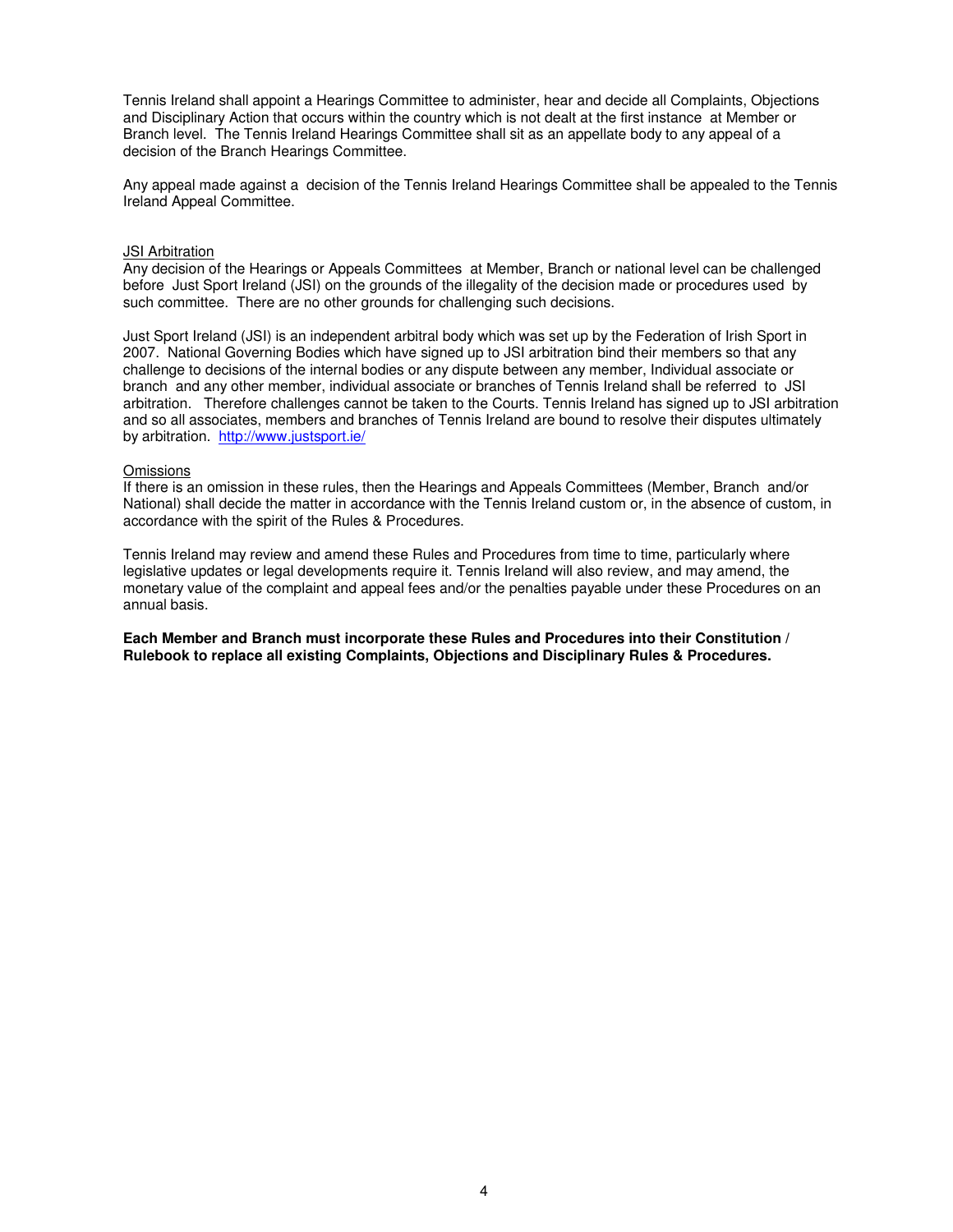Tennis Ireland shall appoint a Hearings Committee to administer, hear and decide all Complaints, Objections and Disciplinary Action that occurs within the country which is not dealt at the first instance at Member or Branch level. The Tennis Ireland Hearings Committee shall sit as an appellate body to any appeal of a decision of the Branch Hearings Committee.

Any appeal made against a decision of the Tennis Ireland Hearings Committee shall be appealed to the Tennis Ireland Appeal Committee.

<u>JSI Arbitration</u>

Any decision of the Hearings or Appeals Committees at Member, Branch or national level can be challenged before Just Sport Ireland (JSI) on the grounds of the illegality of the decision made or procedures used by such committee. There are no other grounds for challenging such decisions.

Just Sport Ireland (JSI) is an independent arbitral body which was set up by the Federation of Irish Sport in 2007. National Governing Bodies which have signed up to JSI arbitration bind their members so that any challenge to decisions of the internal bodies or any dispute between any member, Individual associate or branch and any other member, individual associate or branches of Tennis Ireland shall be referred to JSI arbitration. Therefore challenges cannot be taken to the Courts. Tennis Ireland has signed up to JSI arbitration and so all associates, members and branches of Tennis Ireland are bound to resolve their disputes ultimately by arbitration. http://www.justsport.ie/

<u>Omissions</u>

If there is an omission in these rules, then the Hearings and Appeals Committees (Member, Branch and/or National) shall decide the matter in accordance with the Tennis Ireland custom or, in the absence of custom, in accordance with the spirit of the Rules & Procedures.

Tennis Ireland may review and amend these Rules and Procedures from time to time, particularly where legislative updates or legal developments require it. Tennis Ireland will also review, and may amend, the monetary value of the complaint and appeal fees and/or the penalties payable under these Procedures on an annual basis.

**Each Member and Branch must incorporate these Rules and Procedures into their Constitution / Rulebook to replace all existing Complaints, Objections and Disciplinary Rules & Procedures.**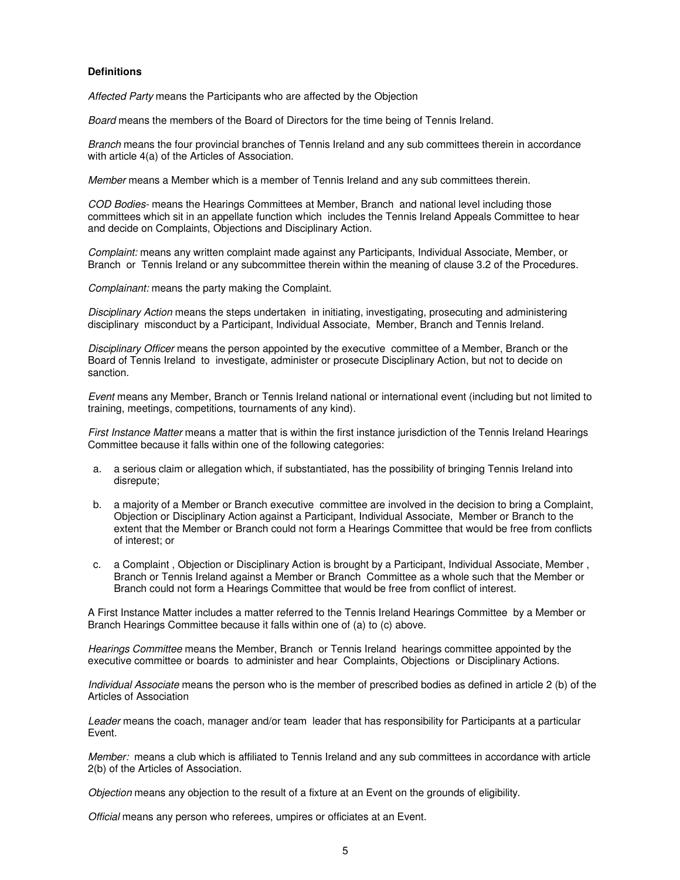**Definitions**

*Affected Party* means the Participants who are affected by the Objection

*Board* means the members of the Board of Directors for the time being of Tennis Ireland.

*Branch* means the four provincial branches of Tennis Ireland and any sub committees therein in accordance with article 4(a) of the Articles of Association.

*Member* means a Member which is a member of Tennis Ireland and any sub committees therein.

*COD Bodies*- means the Hearings Committees at Member, Branch and national level including those committees which sit in an appellate function which includes the Tennis Ireland Appeals Committee to hear and decide on Complaints, Objections and Disciplinary Action.

*Complaint:* means any written complaint made against any Participants, Individual Associate, Member, or Branch or Tennis Ireland or any subcommittee therein within the meaning of clause 3.2 of the Procedures.

*Complainant:* means the party making the Complaint.

*Disciplinary Action* means the steps undertaken in initiating, investigating, prosecuting and administering disciplinary misconduct by a Participant, Individual Associate, Member, Branch and Tennis Ireland.

*Disciplinary Officer* means the person appointed by the executive committee of a Member, Branch or the Board of Tennis Ireland to investigate, administer or prosecute Disciplinary Action, but not to decide on sanction.

*Event* means any Member, Branch or Tennis Ireland national or international event (including but not limited to training, meetings, competitions, tournaments of any kind).

*First Instance Matter* means a matter that is within the first instance jurisdiction of the Tennis Ireland Hearings Committee because it falls within one of the following categories:

a. a serious claim or allegation which, if substantiated, has the possibility of bringing Tennis Ireland into disrepute;

b. a majority of a Member or Branch executive committee are involved in the decision to bring a Complaint, Objection or Disciplinary Action against a Participant, Individual Associate, Member or Branch to the extent that the Member or Branch could not form a Hearings Committee that would be free from conflicts of interest; or

c. a Complaint , Objection or Disciplinary Action is brought by a Participant, Individual Associate, Member , Branch or Tennis Ireland against a Member or Branch Committee as a whole such that the Member or Branch could not form a Hearings Committee that would be free from conflict of interest.

A First Instance Matter includes a matter referred to the Tennis Ireland Hearings Committee by a Member or Branch Hearings Committee because it falls within one of (a) to (c) above.

*Hearings Committee* means the Member, Branch or Tennis Ireland hearings committee appointed by the executive committee or boards to administer and hear Complaints, Objections or Disciplinary Actions.

*Individual Associate* means the person who is the member of prescribed bodies as defined in article 2 (b) of the Articles of Association

*Leader* means the coach, manager and/or team leader that has responsibility for Participants at a particular Event.

*Member:* means a club which is affiliated to Tennis Ireland and any sub committees in accordance with article 2(b) of the Articles of Association.

*Objection* means any objection to the result of a fixture at an Event on the grounds of eligibility.

*Official* means any person who referees, umpires or officiates at an Event.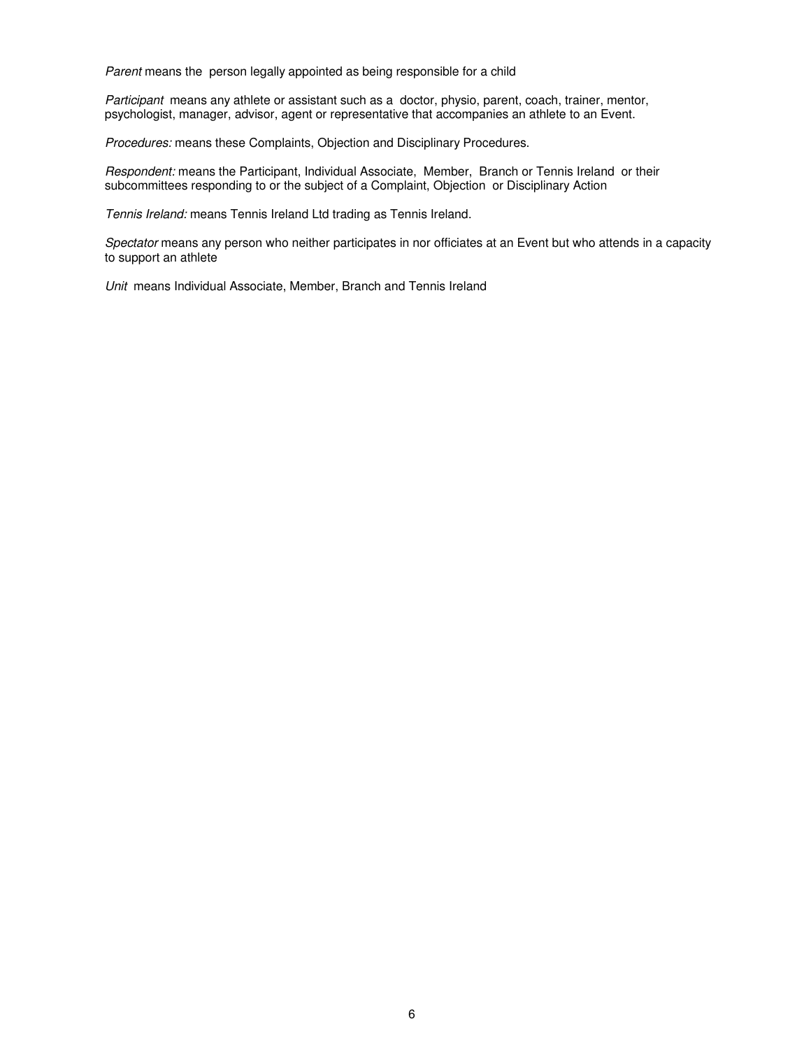*Parent* means the person legally appointed as being responsible for a child

*Participant* means any athlete or assistant such as a doctor, physio, parent, coach, trainer, mentor, psychologist, manager, advisor, agent or representative that accompanies an athlete to an Event.

*Procedures:* means these Complaints, Objection and Disciplinary Procedures.

*Respondent:* means the Participant, Individual Associate, Member, Branch or Tennis Ireland or their subcommittees responding to or the subject of a Complaint, Objection or Disciplinary Action

*Tennis Ireland:* means Tennis Ireland Ltd trading as Tennis Ireland.

*Spectator* means any person who neither participates in nor officiates at an Event but who attends in a capacity to support an athlete

*Unit* means Individual Associate, Member, Branch and Tennis Ireland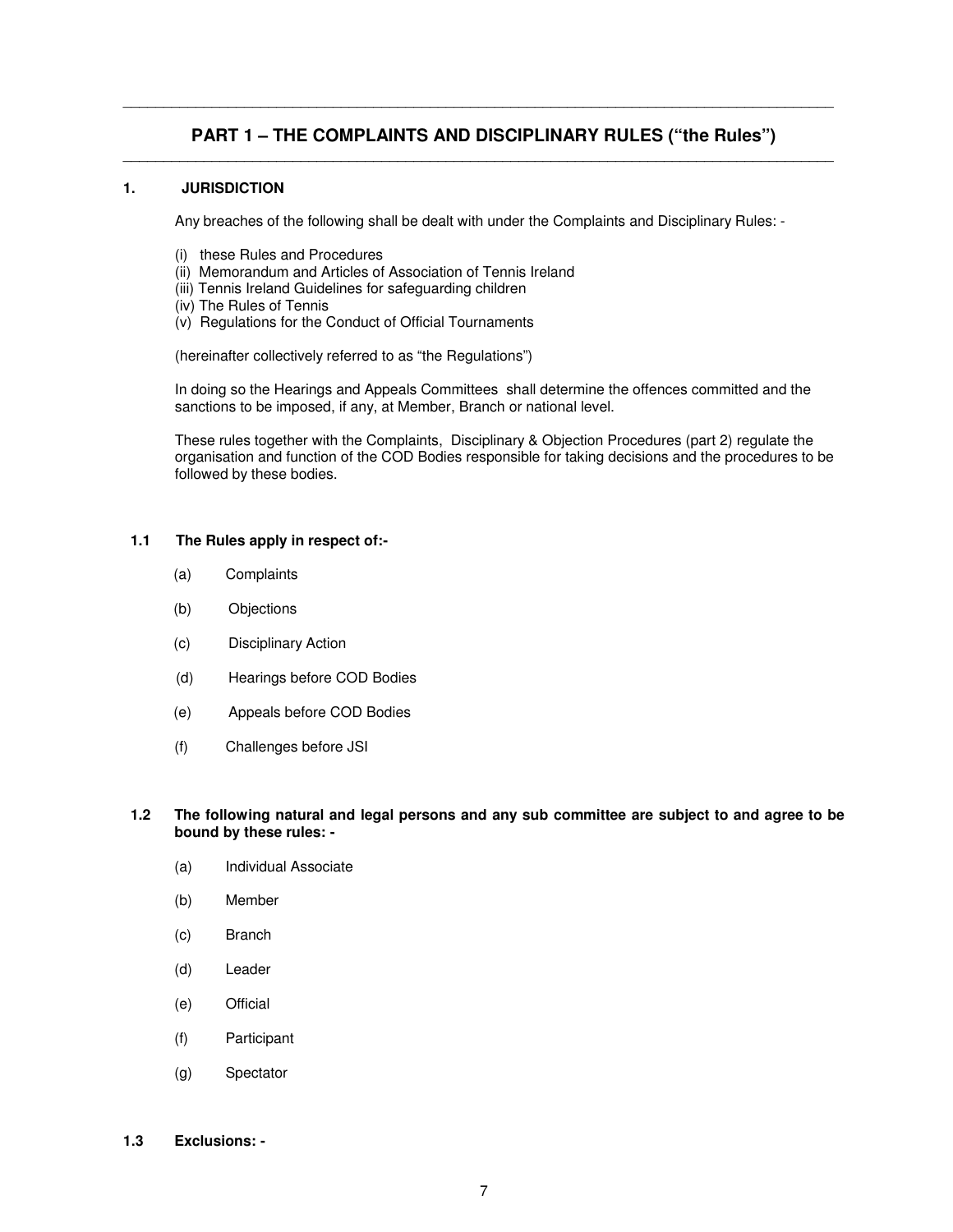## PART 1 – THE COMPLAINTS AND DISCIPLINARY RULES ("the Rules")

### 1. JURISDICTION

Any breaches of the following shall be dealt with under the Complaints and Disciplinary Rules: -

(i) these Rules and Procedures
(ii) Memorandum and Articles of Association of Tennis Ireland
(iii) Tennis Ireland Guidelines for safeguarding children
(iv) The Rules of Tennis
(v) Regulations for the Conduct of Official Tournaments

(hereinafter collectively referred to as "the Regulations")

In doing so the Hearings and Appeals Committees shall determine the offences committed and the sanctions to be imposed, if any, at Member, Branch or national level.

These rules together with the Complaints, Disciplinary & Objection Procedures (part 2) regulate the organisation and function of the COD Bodies responsible for taking decisions and the procedures to be followed by these bodies.

**1.1 The Rules apply in respect of:-**

(a) Complaints

(b) Objections

(c) Disciplinary Action

(d) Hearings before COD Bodies

(e) Appeals before COD Bodies

(f) Challenges before JSI

**1.2 The following natural and legal persons and any sub committee are subject to and agree to be bound by these rules: -**

(a) Individual Associate

(b) Member

(c) Branch

(d) Leader

(e) Official

(f) Participant

(g) Spectator

**1.3 Exclusions: -**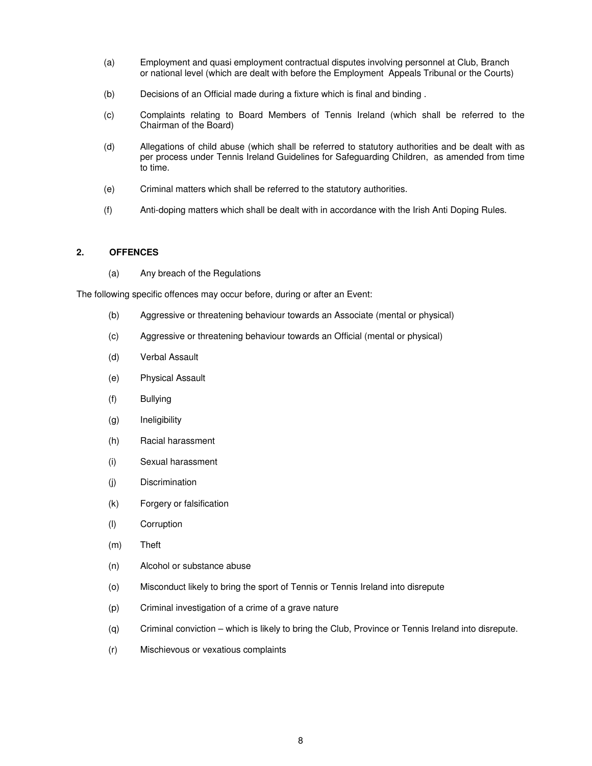(a) Employment and quasi employment contractual disputes involving personnel at Club, Branch or national level (which are dealt with before the Employment Appeals Tribunal or the Courts)

(b) Decisions of an Official made during a fixture which is final and binding .

(c) Complaints relating to Board Members of Tennis Ireland (which shall be referred to the Chairman of the Board)

(d) Allegations of child abuse (which shall be referred to statutory authorities and be dealt with as per process under Tennis Ireland Guidelines for Safeguarding Children, as amended from time to time.

(e) Criminal matters which shall be referred to the statutory authorities.

(f) Anti-doping matters which shall be dealt with in accordance with the Irish Anti Doping Rules.

## 2. OFFENCES

(a) Any breach of the Regulations

The following specific offences may occur before, during or after an Event:

(b) Aggressive or threatening behaviour towards an Associate (mental or physical)

(c) Aggressive or threatening behaviour towards an Official (mental or physical)

(d) Verbal Assault

(e) Physical Assault

(f) Bullying

(g) Ineligibility

(h) Racial harassment

(i) Sexual harassment

(j) Discrimination

(k) Forgery or falsification

(l) Corruption

(m) Theft

(n) Alcohol or substance abuse

(o) Misconduct likely to bring the sport of Tennis or Tennis Ireland into disrepute

(p) Criminal investigation of a crime of a grave nature

(q) Criminal conviction – which is likely to bring the Club, Province or Tennis Ireland into disrepute.

(r) Mischievous or vexatious complaints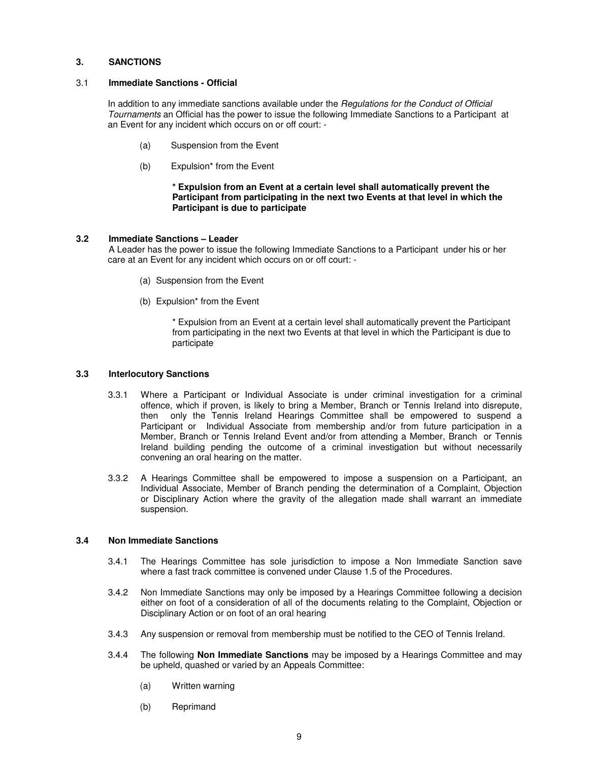## 3. SANCTIONS

### 3.1 Immediate Sanctions - Official

In addition to any immediate sanctions available under the *Regulations for the Conduct of Official Tournaments* an Official has the power to issue the following Immediate Sanctions to a Participant at an Event for any incident which occurs on or off court: -

(a) Suspension from the Event

(b) Expulsion* from the Event

**\* Expulsion from an Event at a certain level shall automatically prevent the Participant from participating in the next two Events at that level in which the Participant is due to participate**

### 3.2 Immediate Sanctions – Leader

A Leader has the power to issue the following Immediate Sanctions to a Participant under his or her care at an Event for any incident which occurs on or off court: -

(a) Suspension from the Event

(b) Expulsion* from the Event

\* Expulsion from an Event at a certain level shall automatically prevent the Participant from participating in the next two Events at that level in which the Participant is due to participate

### 3.3 Interlocutory Sanctions

3.3.1 Where a Participant or Individual Associate is under criminal investigation for a criminal offence, which if proven, is likely to bring a Member, Branch or Tennis Ireland into disrepute, then only the Tennis Ireland Hearings Committee shall be empowered to suspend a Participant or Individual Associate from membership and/or from future participation in a Member, Branch or Tennis Ireland Event and/or from attending a Member, Branch or Tennis Ireland building pending the outcome of a criminal investigation but without necessarily convening an oral hearing on the matter.

3.3.2 A Hearings Committee shall be empowered to impose a suspension on a Participant, an Individual Associate, Member of Branch pending the determination of a Complaint, Objection or Disciplinary Action where the gravity of the allegation made shall warrant an immediate suspension.

### 3.4 Non Immediate Sanctions

3.4.1 The Hearings Committee has sole jurisdiction to impose a Non Immediate Sanction save where a fast track committee is convened under Clause 1.5 of the Procedures.

3.4.2 Non Immediate Sanctions may only be imposed by a Hearings Committee following a decision either on foot of a consideration of all of the documents relating to the Complaint, Objection or Disciplinary Action or on foot of an oral hearing

3.4.3 Any suspension or removal from membership must be notified to the CEO of Tennis Ireland.

3.4.4 The following **Non Immediate Sanctions** may be imposed by a Hearings Committee and may be upheld, quashed or varied by an Appeals Committee:

(a) Written warning

(b) Reprimand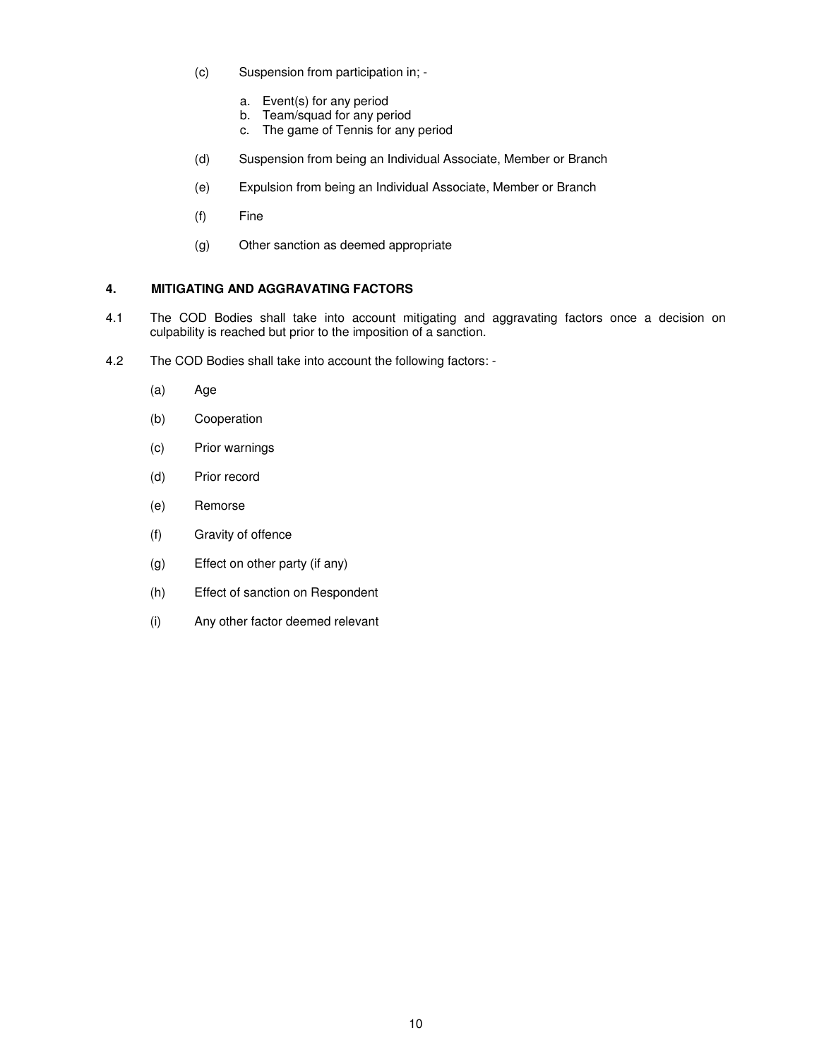(c) Suspension from participation in; -

   a. Event(s) for any period
   b. Team/squad for any period
   c. The game of Tennis for any period

(d) Suspension from being an Individual Associate, Member or Branch

(e) Expulsion from being an Individual Associate, Member or Branch

(f) Fine

(g) Other sanction as deemed appropriate

**4. MITIGATING AND AGGRAVATING FACTORS**

4.1 The COD Bodies shall take into account mitigating and aggravating factors once a decision on culpability is reached but prior to the imposition of a sanction.

4.2 The COD Bodies shall take into account the following factors: -

(a) Age

(b) Cooperation

(c) Prior warnings

(d) Prior record

(e) Remorse

(f) Gravity of offence

(g) Effect on other party (if any)

(h) Effect of sanction on Respondent

(i) Any other factor deemed relevant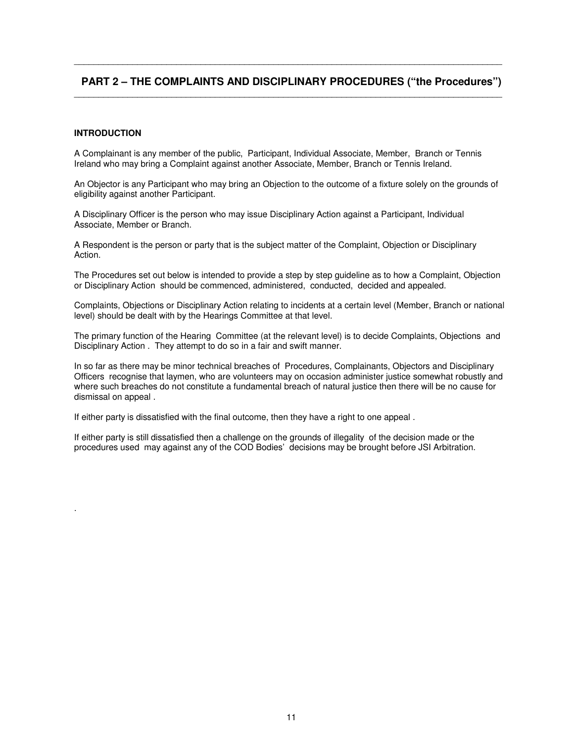## PART 2 – THE COMPLAINTS AND DISCIPLINARY PROCEDURES ("the Procedures")

### INTRODUCTION

A Complainant is any member of the public, Participant, Individual Associate, Member, Branch or Tennis Ireland who may bring a Complaint against another Associate, Member, Branch or Tennis Ireland.

An Objector is any Participant who may bring an Objection to the outcome of a fixture solely on the grounds of eligibility against another Participant.

A Disciplinary Officer is the person who may issue Disciplinary Action against a Participant, Individual Associate, Member or Branch.

A Respondent is the person or party that is the subject matter of the Complaint, Objection or Disciplinary Action.

The Procedures set out below is intended to provide a step by step guideline as to how a Complaint, Objection or Disciplinary Action should be commenced, administered, conducted, decided and appealed.

Complaints, Objections or Disciplinary Action relating to incidents at a certain level (Member, Branch or national level) should be dealt with by the Hearings Committee at that level.

The primary function of the Hearing Committee (at the relevant level) is to decide Complaints, Objections and Disciplinary Action . They attempt to do so in a fair and swift manner.

In so far as there may be minor technical breaches of Procedures, Complainants, Objectors and Disciplinary Officers recognise that laymen, who are volunteers may on occasion administer justice somewhat robustly and where such breaches do not constitute a fundamental breach of natural justice then there will be no cause for dismissal on appeal .

If either party is dissatisfied with the final outcome, then they have a right to one appeal .

If either party is still dissatisfied then a challenge on the grounds of illegality of the decision made or the procedures used may against any of the COD Bodies' decisions may be brought before JSI Arbitration.

.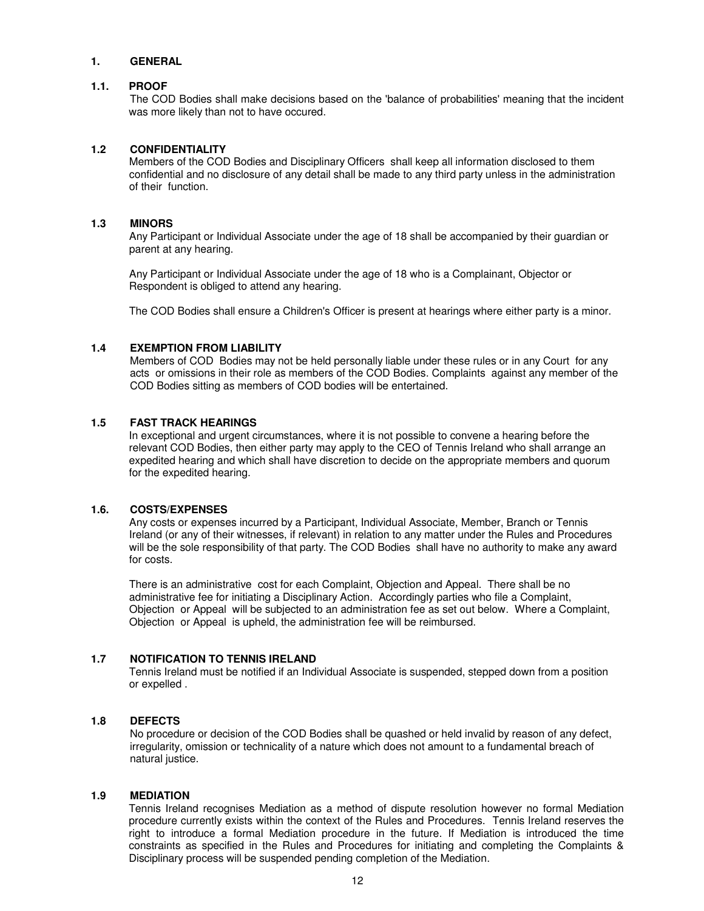# 1. GENERAL

## 1.1. PROOF

The COD Bodies shall make decisions based on the 'balance of probabilities' meaning that the incident was more likely than not to have occured.

## 1.2 CONFIDENTIALITY

Members of the COD Bodies and Disciplinary Officers shall keep all information disclosed to them confidential and no disclosure of any detail shall be made to any third party unless in the administration of their function.

## 1.3 MINORS

Any Participant or Individual Associate under the age of 18 shall be accompanied by their guardian or parent at any hearing.

Any Participant or Individual Associate under the age of 18 who is a Complainant, Objector or Respondent is obliged to attend any hearing.

The COD Bodies shall ensure a Children's Officer is present at hearings where either party is a minor.

## 1.4 EXEMPTION FROM LIABILITY

Members of COD Bodies may not be held personally liable under these rules or in any Court for any acts or omissions in their role as members of the COD Bodies. Complaints against any member of the COD Bodies sitting as members of COD bodies will be entertained.

## 1.5 FAST TRACK HEARINGS

In exceptional and urgent circumstances, where it is not possible to convene a hearing before the relevant COD Bodies, then either party may apply to the CEO of Tennis Ireland who shall arrange an expedited hearing and which shall have discretion to decide on the appropriate members and quorum for the expedited hearing.

## 1.6. COSTS/EXPENSES

Any costs or expenses incurred by a Participant, Individual Associate, Member, Branch or Tennis Ireland (or any of their witnesses, if relevant) in relation to any matter under the Rules and Procedures will be the sole responsibility of that party. The COD Bodies shall have no authority to make any award for costs.

There is an administrative cost for each Complaint, Objection and Appeal. There shall be no administrative fee for initiating a Disciplinary Action. Accordingly parties who file a Complaint, Objection or Appeal will be subjected to an administration fee as set out below. Where a Complaint, Objection or Appeal is upheld, the administration fee will be reimbursed.

## 1.7 NOTIFICATION TO TENNIS IRELAND

Tennis Ireland must be notified if an Individual Associate is suspended, stepped down from a position or expelled .

## 1.8 DEFECTS

No procedure or decision of the COD Bodies shall be quashed or held invalid by reason of any defect, irregularity, omission or technicality of a nature which does not amount to a fundamental breach of natural justice.

## 1.9 MEDIATION

Tennis Ireland recognises Mediation as a method of dispute resolution however no formal Mediation procedure currently exists within the context of the Rules and Procedures. Tennis Ireland reserves the right to introduce a formal Mediation procedure in the future. If Mediation is introduced the time constraints as specified in the Rules and Procedures for initiating and completing the Complaints & Disciplinary process will be suspended pending completion of the Mediation.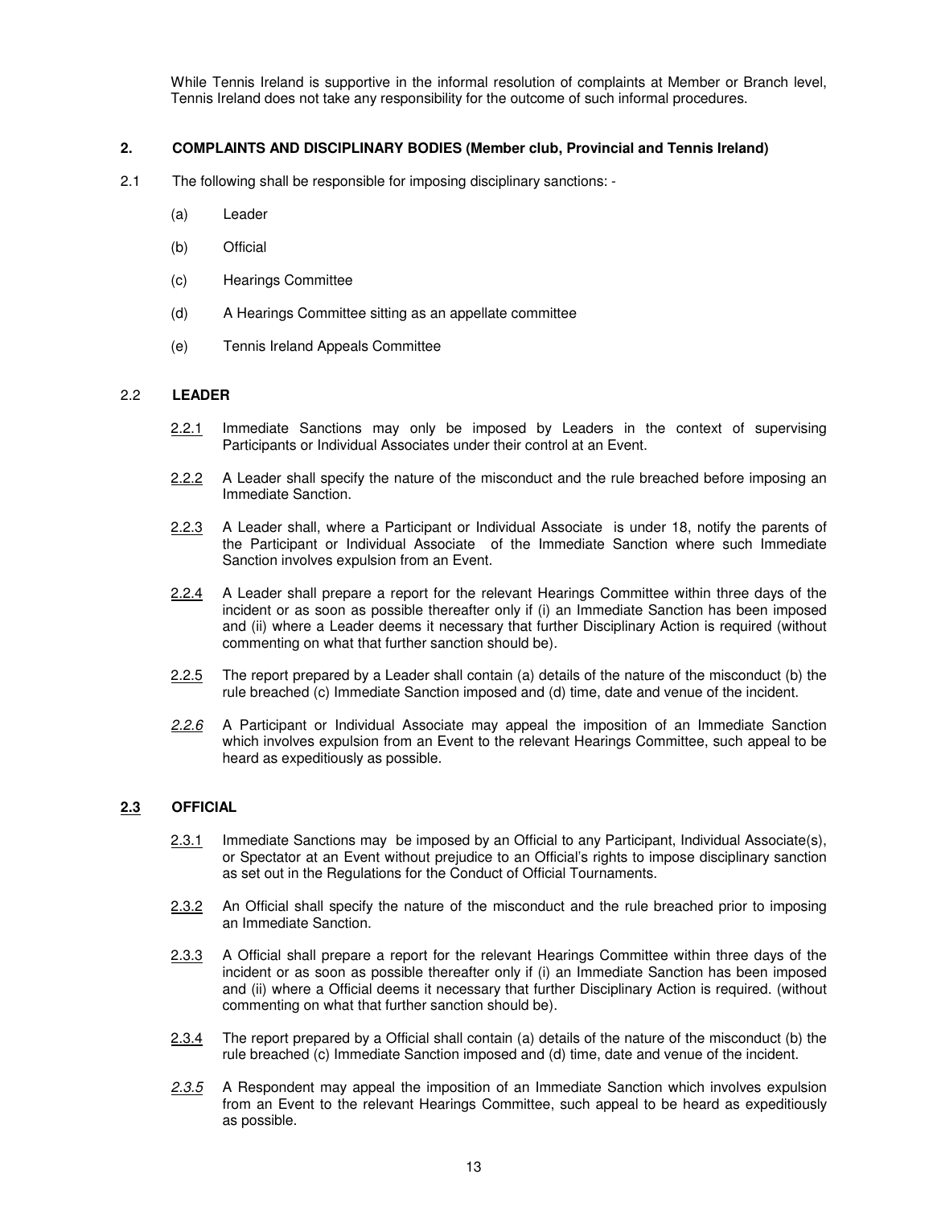While Tennis Ireland is supportive in the informal resolution of complaints at Member or Branch level, Tennis Ireland does not take any responsibility for the outcome of such informal procedures.

## 2. COMPLAINTS AND DISCIPLINARY BODIES (Member club, Provincial and Tennis Ireland)

2.1 The following shall be responsible for imposing disciplinary sanctions: -

(a) Leader

(b) Official

(c) Hearings Committee

(d) A Hearings Committee sitting as an appellate committee

(e) Tennis Ireland Appeals Committee

### 2.2 LEADER

2.2.1 Immediate Sanctions may only be imposed by Leaders in the context of supervising Participants or Individual Associates under their control at an Event.

2.2.2 A Leader shall specify the nature of the misconduct and the rule breached before imposing an Immediate Sanction.

2.2.3 A Leader shall, where a Participant or Individual Associate is under 18, notify the parents of the Participant or Individual Associate of the Immediate Sanction where such Immediate Sanction involves expulsion from an Event.

2.2.4 A Leader shall prepare a report for the relevant Hearings Committee within three days of the incident or as soon as possible thereafter only if (i) an Immediate Sanction has been imposed and (ii) where a Leader deems it necessary that further Disciplinary Action is required (without commenting on what that further sanction should be).

2.2.5 The report prepared by a Leader shall contain (a) details of the nature of the misconduct (b) the rule breached (c) Immediate Sanction imposed and (d) time, date and venue of the incident.

*2.2.6* A Participant or Individual Associate may appeal the imposition of an Immediate Sanction which involves expulsion from an Event to the relevant Hearings Committee, such appeal to be heard as expeditiously as possible.

### 2.3 OFFICIAL

2.3.1 Immediate Sanctions may be imposed by an Official to any Participant, Individual Associate(s), or Spectator at an Event without prejudice to an Official's rights to impose disciplinary sanction as set out in the Regulations for the Conduct of Official Tournaments.

2.3.2 An Official shall specify the nature of the misconduct and the rule breached prior to imposing an Immediate Sanction.

2.3.3 A Official shall prepare a report for the relevant Hearings Committee within three days of the incident or as soon as possible thereafter only if (i) an Immediate Sanction has been imposed and (ii) where a Official deems it necessary that further Disciplinary Action is required. (without commenting on what that further sanction should be).

2.3.4 The report prepared by a Official shall contain (a) details of the nature of the misconduct (b) the rule breached (c) Immediate Sanction imposed and (d) time, date and venue of the incident.

*2.3.5* A Respondent may appeal the imposition of an Immediate Sanction which involves expulsion from an Event to the relevant Hearings Committee, such appeal to be heard as expeditiously as possible.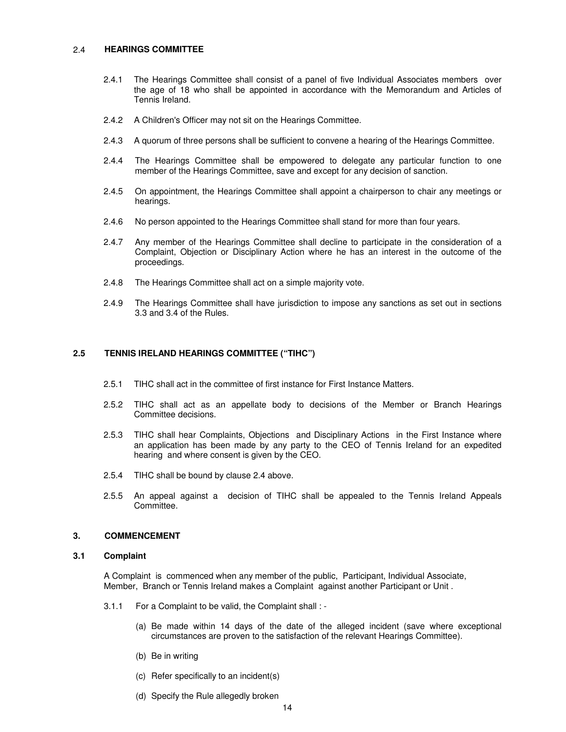### 2.4 HEARINGS COMMITTEE

2.4.1 The Hearings Committee shall consist of a panel of five Individual Associates members over the age of 18 who shall be appointed in accordance with the Memorandum and Articles of Tennis Ireland.

2.4.2 A Children's Officer may not sit on the Hearings Committee.

2.4.3 A quorum of three persons shall be sufficient to convene a hearing of the Hearings Committee.

2.4.4 The Hearings Committee shall be empowered to delegate any particular function to one member of the Hearings Committee, save and except for any decision of sanction.

2.4.5 On appointment, the Hearings Committee shall appoint a chairperson to chair any meetings or hearings.

2.4.6 No person appointed to the Hearings Committee shall stand for more than four years.

2.4.7 Any member of the Hearings Committee shall decline to participate in the consideration of a Complaint, Objection or Disciplinary Action where he has an interest in the outcome of the proceedings.

2.4.8 The Hearings Committee shall act on a simple majority vote.

2.4.9 The Hearings Committee shall have jurisdiction to impose any sanctions as set out in sections 3.3 and 3.4 of the Rules.

### 2.5 TENNIS IRELAND HEARINGS COMMITTEE ("TIHC")

2.5.1 TIHC shall act in the committee of first instance for First Instance Matters.

2.5.2 TIHC shall act as an appellate body to decisions of the Member or Branch Hearings Committee decisions.

2.5.3 TIHC shall hear Complaints, Objections and Disciplinary Actions in the First Instance where an application has been made by any party to the CEO of Tennis Ireland for an expedited hearing and where consent is given by the CEO.

2.5.4 TIHC shall be bound by clause 2.4 above.

2.5.5 An appeal against a decision of TIHC shall be appealed to the Tennis Ireland Appeals Committee.

## 3. COMMENCEMENT

### 3.1 Complaint

A Complaint is commenced when any member of the public, Participant, Individual Associate, Member, Branch or Tennis Ireland makes a Complaint against another Participant or Unit .

3.1.1 For a Complaint to be valid, the Complaint shall : -

(a) Be made within 14 days of the date of the alleged incident (save where exceptional circumstances are proven to the satisfaction of the relevant Hearings Committee).

(b) Be in writing

(c) Refer specifically to an incident(s)

(d) Specify the Rule allegedly broken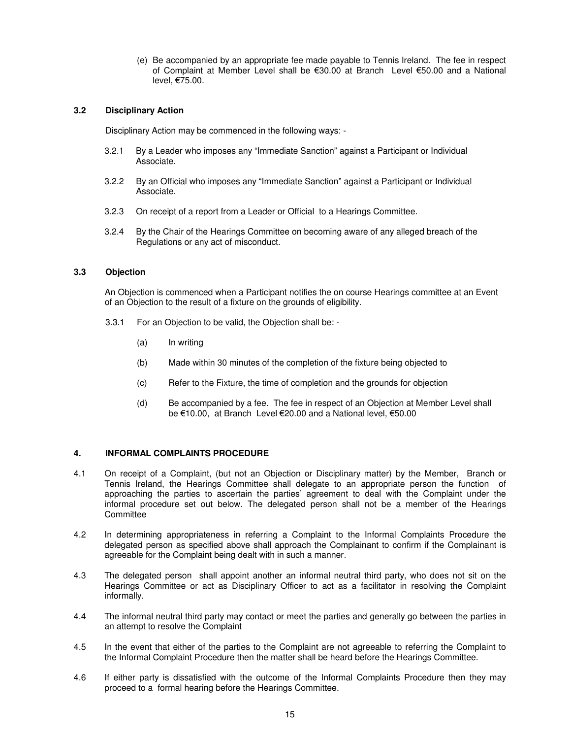(e) Be accompanied by an appropriate fee made payable to Tennis Ireland. The fee in respect of Complaint at Member Level shall be €30.00 at Branch Level €50.00 and a National level, €75.00.

### 3.2 Disciplinary Action

Disciplinary Action may be commenced in the following ways: -

3.2.1 By a Leader who imposes any "Immediate Sanction" against a Participant or Individual Associate.

3.2.2 By an Official who imposes any "Immediate Sanction" against a Participant or Individual Associate.

3.2.3 On receipt of a report from a Leader or Official to a Hearings Committee.

3.2.4 By the Chair of the Hearings Committee on becoming aware of any alleged breach of the Regulations or any act of misconduct.

### 3.3 Objection

An Objection is commenced when a Participant notifies the on course Hearings committee at an Event of an Objection to the result of a fixture on the grounds of eligibility.

3.3.1 For an Objection to be valid, the Objection shall be: -

(a) In writing

(b) Made within 30 minutes of the completion of the fixture being objected to

(c) Refer to the Fixture, the time of completion and the grounds for objection

(d) Be accompanied by a fee. The fee in respect of an Objection at Member Level shall be €10.00, at Branch Level €20.00 and a National level, €50.00

## 4. INFORMAL COMPLAINTS PROCEDURE

4.1 On receipt of a Complaint, (but not an Objection or Disciplinary matter) by the Member, Branch or Tennis Ireland, the Hearings Committee shall delegate to an appropriate person the function of approaching the parties to ascertain the parties' agreement to deal with the Complaint under the informal procedure set out below. The delegated person shall not be a member of the Hearings Committee

4.2 In determining appropriateness in referring a Complaint to the Informal Complaints Procedure the delegated person as specified above shall approach the Complainant to confirm if the Complainant is agreeable for the Complaint being dealt with in such a manner.

4.3 The delegated person shall appoint another an informal neutral third party, who does not sit on the Hearings Committee or act as Disciplinary Officer to act as a facilitator in resolving the Complaint informally.

4.4 The informal neutral third party may contact or meet the parties and generally go between the parties in an attempt to resolve the Complaint

4.5 In the event that either of the parties to the Complaint are not agreeable to referring the Complaint to the Informal Complaint Procedure then the matter shall be heard before the Hearings Committee.

4.6 If either party is dissatisfied with the outcome of the Informal Complaints Procedure then they may proceed to a formal hearing before the Hearings Committee.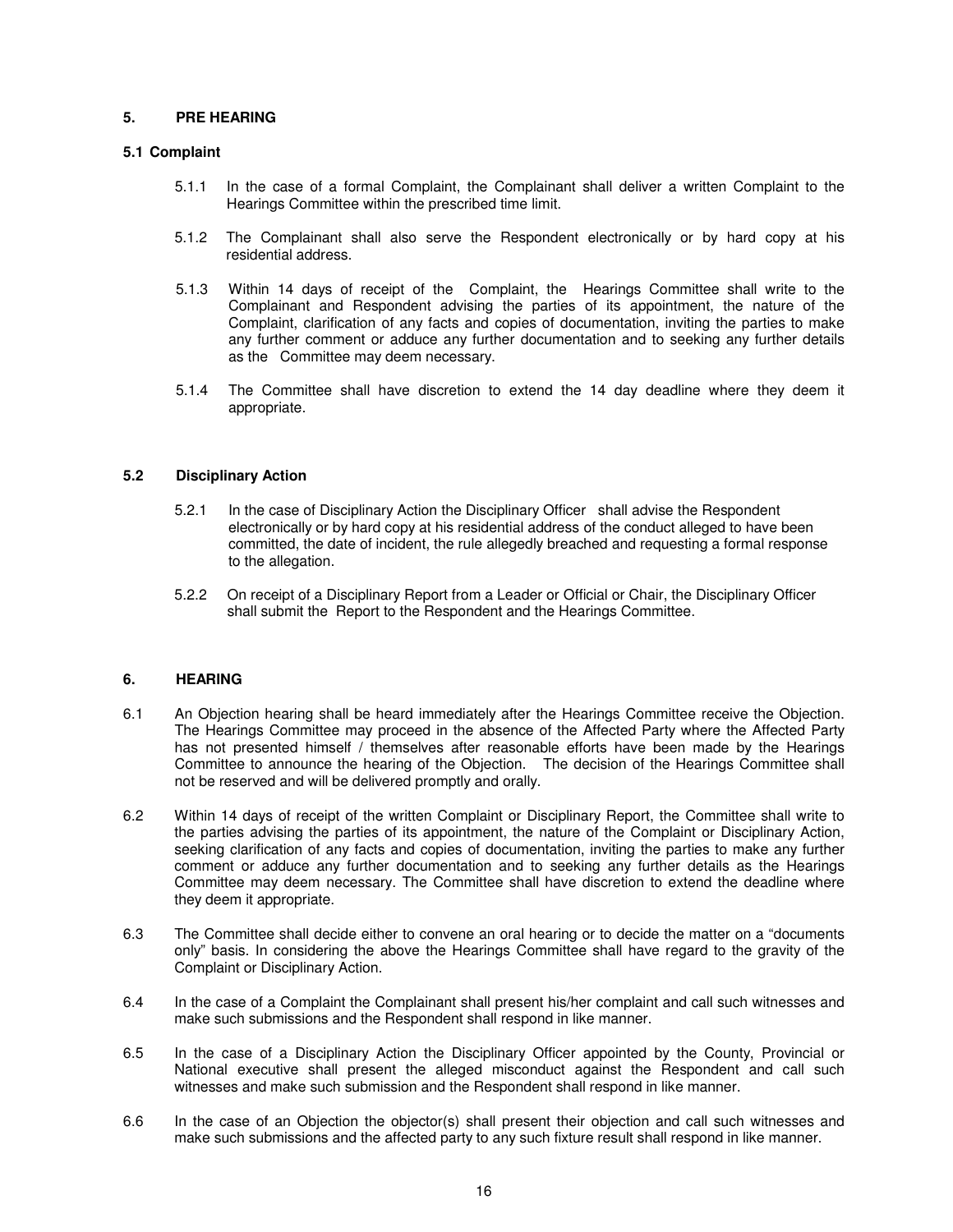## 5. PRE HEARING

### 5.1 Complaint

5.1.1 In the case of a formal Complaint, the Complainant shall deliver a written Complaint to the Hearings Committee within the prescribed time limit.

5.1.2 The Complainant shall also serve the Respondent electronically or by hard copy at his residential address.

5.1.3 Within 14 days of receipt of the Complaint, the Hearings Committee shall write to the Complainant and Respondent advising the parties of its appointment, the nature of the Complaint, clarification of any facts and copies of documentation, inviting the parties to make any further comment or adduce any further documentation and to seeking any further details as the Committee may deem necessary.

5.1.4 The Committee shall have discretion to extend the 14 day deadline where they deem it appropriate.

### 5.2 Disciplinary Action

5.2.1 In the case of Disciplinary Action the Disciplinary Officer shall advise the Respondent electronically or by hard copy at his residential address of the conduct alleged to have been committed, the date of incident, the rule allegedly breached and requesting a formal response to the allegation.

5.2.2 On receipt of a Disciplinary Report from a Leader or Official or Chair, the Disciplinary Officer shall submit the Report to the Respondent and the Hearings Committee.

## 6. HEARING

6.1 An Objection hearing shall be heard immediately after the Hearings Committee receive the Objection. The Hearings Committee may proceed in the absence of the Affected Party where the Affected Party has not presented himself / themselves after reasonable efforts have been made by the Hearings Committee to announce the hearing of the Objection. The decision of the Hearings Committee shall not be reserved and will be delivered promptly and orally.

6.2 Within 14 days of receipt of the written Complaint or Disciplinary Report, the Committee shall write to the parties advising the parties of its appointment, the nature of the Complaint or Disciplinary Action, seeking clarification of any facts and copies of documentation, inviting the parties to make any further comment or adduce any further documentation and to seeking any further details as the Hearings Committee may deem necessary. The Committee shall have discretion to extend the deadline where they deem it appropriate.

6.3 The Committee shall decide either to convene an oral hearing or to decide the matter on a "documents only" basis. In considering the above the Hearings Committee shall have regard to the gravity of the Complaint or Disciplinary Action.

6.4 In the case of a Complaint the Complainant shall present his/her complaint and call such witnesses and make such submissions and the Respondent shall respond in like manner.

6.5 In the case of a Disciplinary Action the Disciplinary Officer appointed by the County, Provincial or National executive shall present the alleged misconduct against the Respondent and call such witnesses and make such submission and the Respondent shall respond in like manner.

6.6 In the case of an Objection the objector(s) shall present their objection and call such witnesses and make such submissions and the affected party to any such fixture result shall respond in like manner.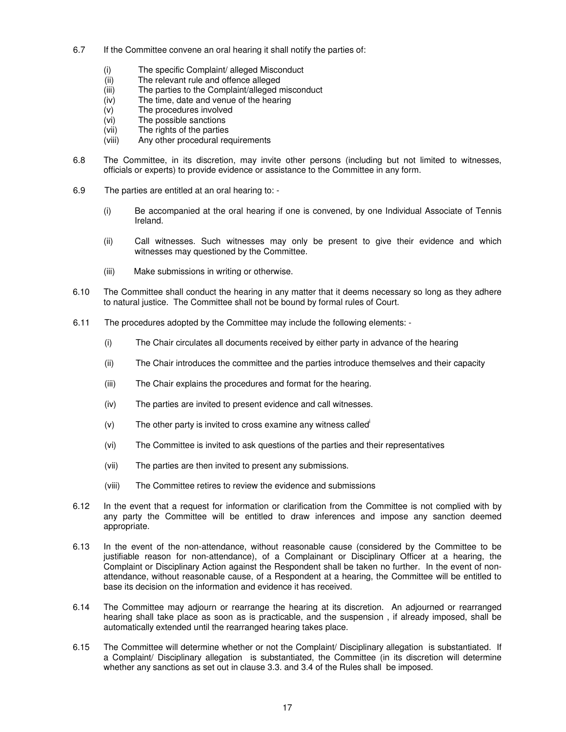6.7 If the Committee convene an oral hearing it shall notify the parties of:

(i) The specific Complaint/ alleged Misconduct
(ii) The relevant rule and offence alleged
(iii) The parties to the Complaint/alleged misconduct
(iv) The time, date and venue of the hearing
(v) The procedures involved
(vi) The possible sanctions
(vii) The rights of the parties
(viii) Any other procedural requirements

6.8 The Committee, in its discretion, may invite other persons (including but not limited to witnesses, officials or experts) to provide evidence or assistance to the Committee in any form.

6.9 The parties are entitled at an oral hearing to: -

(i) Be accompanied at the oral hearing if one is convened, by one Individual Associate of Tennis Ireland.

(ii) Call witnesses. Such witnesses may only be present to give their evidence and which witnesses may questioned by the Committee.

(iii) Make submissions in writing or otherwise.

6.10 The Committee shall conduct the hearing in any matter that it deems necessary so long as they adhere to natural justice. The Committee shall not be bound by formal rules of Court.

6.11 The procedures adopted by the Committee may include the following elements: -

(i) The Chair circulates all documents received by either party in advance of the hearing

(ii) The Chair introduces the committee and the parties introduce themselves and their capacity

(iii) The Chair explains the procedures and format for the hearing.

(iv) The parties are invited to present evidence and call witnesses.

(v) The other party is invited to cross examine any witness called[i]

(vi) The Committee is invited to ask questions of the parties and their representatives

(vii) The parties are then invited to present any submissions.

(viii) The Committee retires to review the evidence and submissions

6.12 In the event that a request for information or clarification from the Committee is not complied with by any party the Committee will be entitled to draw inferences and impose any sanction deemed appropriate.

6.13 In the event of the non-attendance, without reasonable cause (considered by the Committee to be justifiable reason for non-attendance), of a Complainant or Disciplinary Officer at a hearing, the Complaint or Disciplinary Action against the Respondent shall be taken no further. In the event of non-attendance, without reasonable cause, of a Respondent at a hearing, the Committee will be entitled to base its decision on the information and evidence it has received.

6.14 The Committee may adjourn or rearrange the hearing at its discretion. An adjourned or rearranged hearing shall take place as soon as is practicable, and the suspension , if already imposed, shall be automatically extended until the rearranged hearing takes place.

6.15 The Committee will determine whether or not the Complaint/ Disciplinary allegation is substantiated. If a Complaint/ Disciplinary allegation is substantiated, the Committee (in its discretion will determine whether any sanctions as set out in clause 3.3. and 3.4 of the Rules shall be imposed.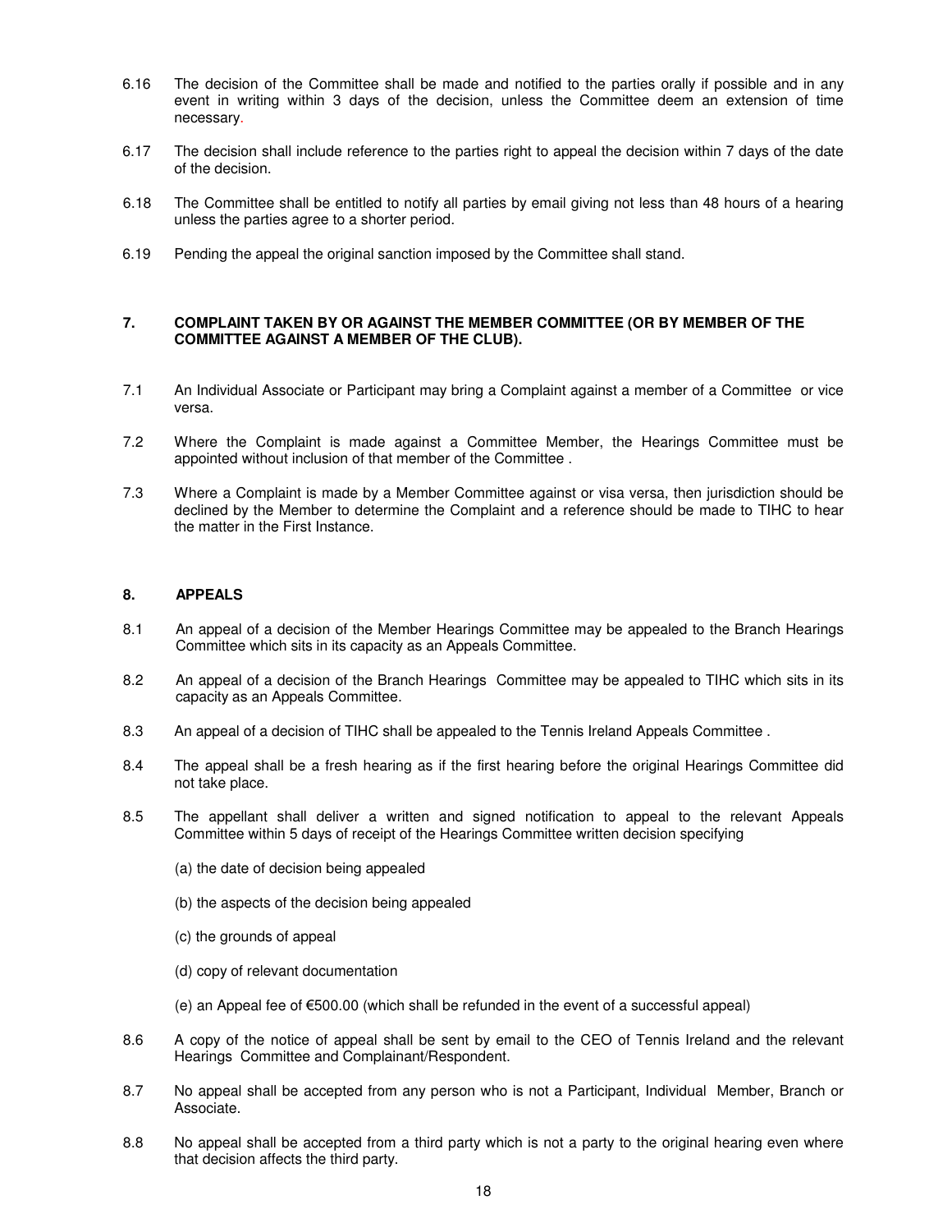6.16 The decision of the Committee shall be made and notified to the parties orally if possible and in any event in writing within 3 days of the decision, unless the Committee deem an extension of time necessary.

6.17 The decision shall include reference to the parties right to appeal the decision within 7 days of the date of the decision.

6.18 The Committee shall be entitled to notify all parties by email giving not less than 48 hours of a hearing unless the parties agree to a shorter period.

6.19 Pending the appeal the original sanction imposed by the Committee shall stand.

## 7. COMPLAINT TAKEN BY OR AGAINST THE MEMBER COMMITTEE (OR BY MEMBER OF THE COMMITTEE AGAINST A MEMBER OF THE CLUB).

7.1 An Individual Associate or Participant may bring a Complaint against a member of a Committee or vice versa.

7.2 Where the Complaint is made against a Committee Member, the Hearings Committee must be appointed without inclusion of that member of the Committee .

7.3 Where a Complaint is made by a Member Committee against or visa versa, then jurisdiction should be declined by the Member to determine the Complaint and a reference should be made to TIHC to hear the matter in the First Instance.

## 8. APPEALS

8.1 An appeal of a decision of the Member Hearings Committee may be appealed to the Branch Hearings Committee which sits in its capacity as an Appeals Committee.

8.2 An appeal of a decision of the Branch Hearings Committee may be appealed to TIHC which sits in its capacity as an Appeals Committee.

8.3 An appeal of a decision of TIHC shall be appealed to the Tennis Ireland Appeals Committee .

8.4 The appeal shall be a fresh hearing as if the first hearing before the original Hearings Committee did not take place.

8.5 The appellant shall deliver a written and signed notification to appeal to the relevant Appeals Committee within 5 days of receipt of the Hearings Committee written decision specifying

(a) the date of decision being appealed

(b) the aspects of the decision being appealed

(c) the grounds of appeal

(d) copy of relevant documentation

(e) an Appeal fee of €500.00 (which shall be refunded in the event of a successful appeal)

8.6 A copy of the notice of appeal shall be sent by email to the CEO of Tennis Ireland and the relevant Hearings Committee and Complainant/Respondent.

8.7 No appeal shall be accepted from any person who is not a Participant, Individual Member, Branch or Associate.

8.8 No appeal shall be accepted from a third party which is not a party to the original hearing even where that decision affects the third party.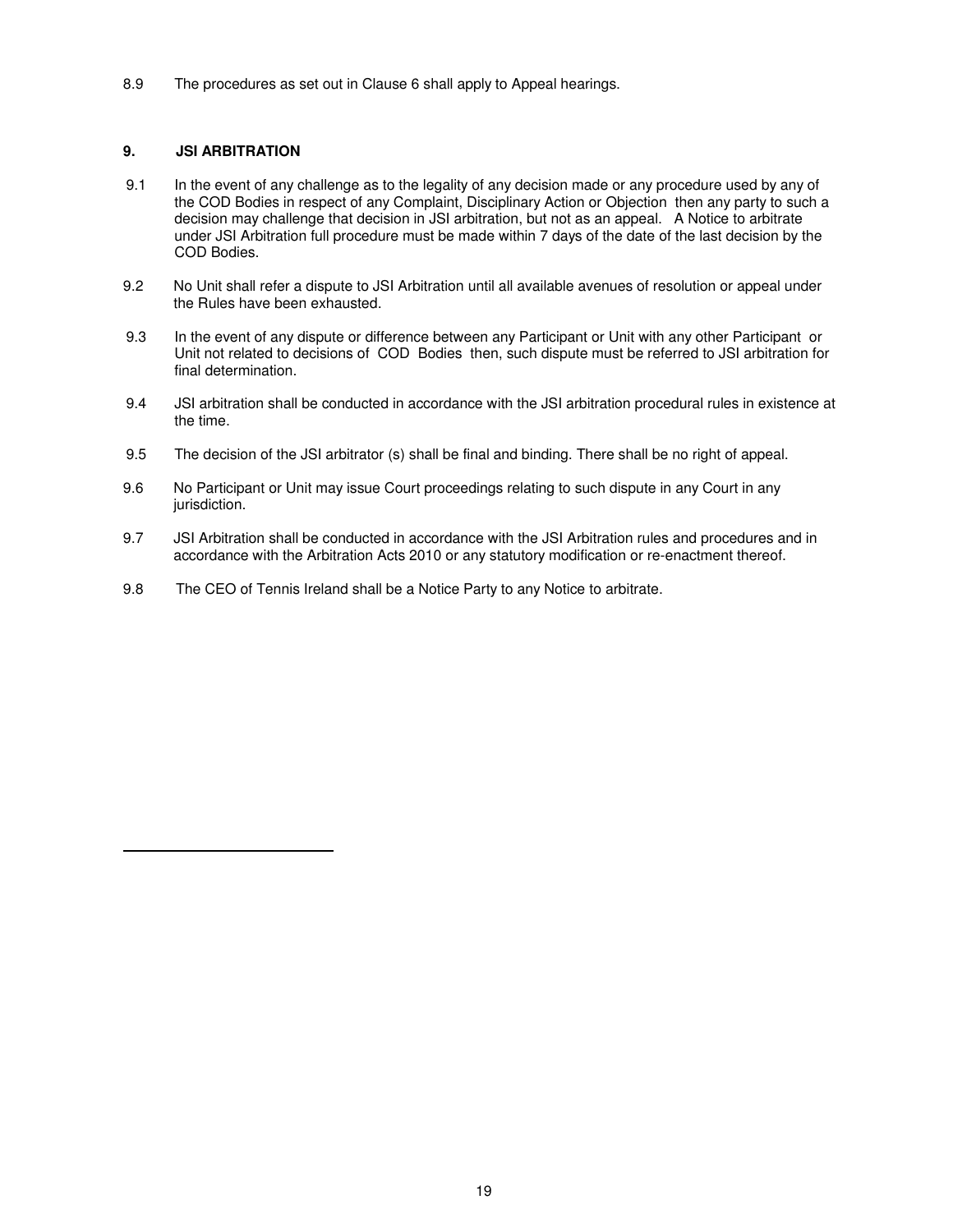8.9 The procedures as set out in Clause 6 shall apply to Appeal hearings.

## 9. JSI ARBITRATION

9.1 In the event of any challenge as to the legality of any decision made or any procedure used by any of the COD Bodies in respect of any Complaint, Disciplinary Action or Objection then any party to such a decision may challenge that decision in JSI arbitration, but not as an appeal. A Notice to arbitrate under JSI Arbitration full procedure must be made within 7 days of the date of the last decision by the COD Bodies.

9.2 No Unit shall refer a dispute to JSI Arbitration until all available avenues of resolution or appeal under the Rules have been exhausted.

9.3 In the event of any dispute or difference between any Participant or Unit with any other Participant or Unit not related to decisions of COD Bodies then, such dispute must be referred to JSI arbitration for final determination.

9.4 JSI arbitration shall be conducted in accordance with the JSI arbitration procedural rules in existence at the time.

9.5 The decision of the JSI arbitrator (s) shall be final and binding. There shall be no right of appeal.

9.6 No Participant or Unit may issue Court proceedings relating to such dispute in any Court in any jurisdiction.

9.7 JSI Arbitration shall be conducted in accordance with the JSI Arbitration rules and procedures and in accordance with the Arbitration Acts 2010 or any statutory modification or re-enactment thereof.

9.8 The CEO of Tennis Ireland shall be a Notice Party to any Notice to arbitrate.